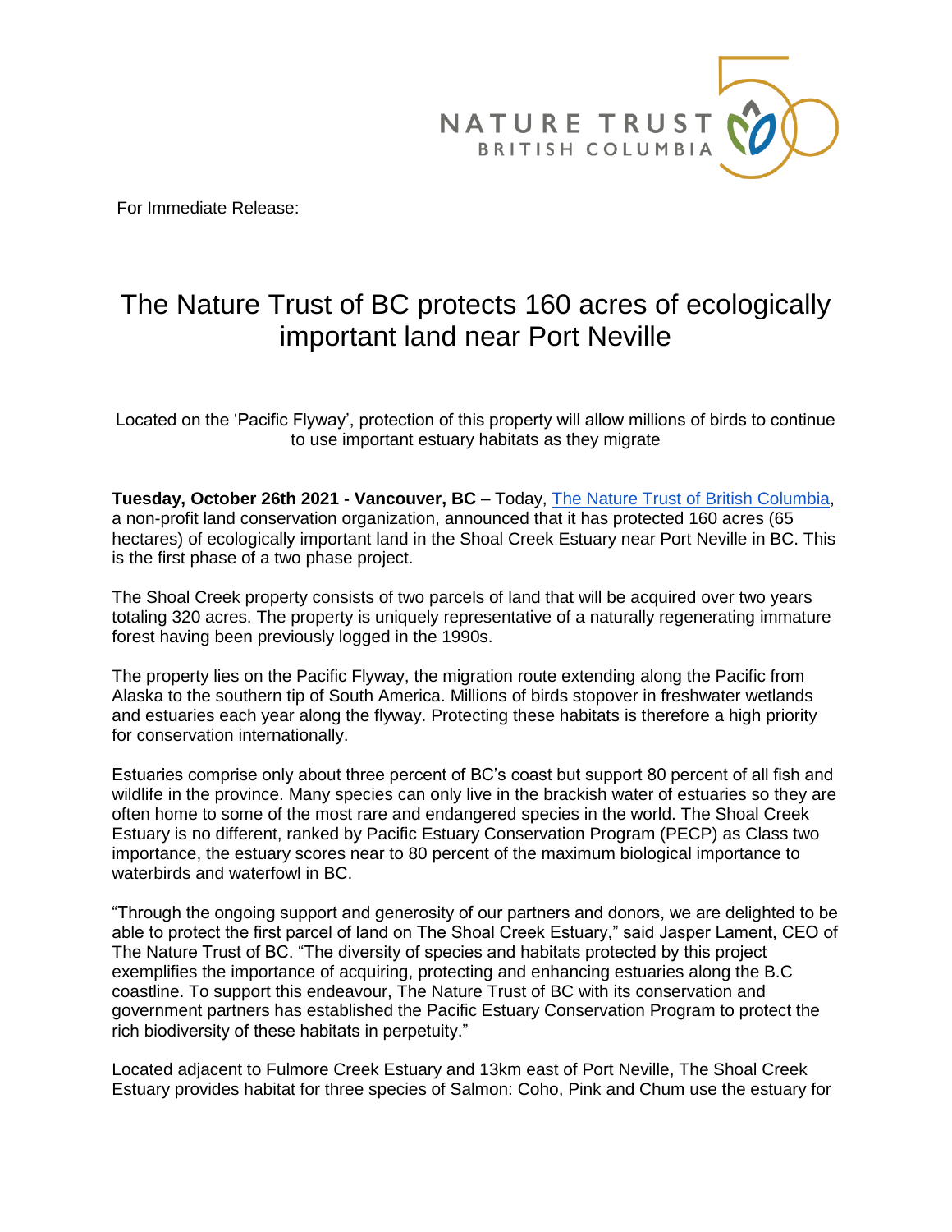NATURE TRUST
BRITISH COLUMBIA

For Immediate Release:

# The Nature Trust of BC protects 160 acres of ecologically important land near Port Neville

Located on the 'Pacific Flyway', protection of this property will allow millions of birds to continue to use important estuary habitats as they migrate

**Tuesday, October 26th 2021 - Vancouver, BC** – Today, [The Nature Trust of British Columbia](), a non-profit land conservation organization, announced that it has protected 160 acres (65 hectares) of ecologically important land in the Shoal Creek Estuary near Port Neville in BC. This is the first phase of a two phase project.

The Shoal Creek property consists of two parcels of land that will be acquired over two years totaling 320 acres. The property is uniquely representative of a naturally regenerating immature forest having been previously logged in the 1990s.

The property lies on the Pacific Flyway, the migration route extending along the Pacific from Alaska to the southern tip of South America. Millions of birds stopover in freshwater wetlands and estuaries each year along the flyway. Protecting these habitats is therefore a high priority for conservation internationally.

Estuaries comprise only about three percent of BC's coast but support 80 percent of all fish and wildlife in the province. Many species can only live in the brackish water of estuaries so they are often home to some of the most rare and endangered species in the world. The Shoal Creek Estuary is no different, ranked by Pacific Estuary Conservation Program (PECP) as Class two importance, the estuary scores near to 80 percent of the maximum biological importance to waterbirds and waterfowl in BC.

"Through the ongoing support and generosity of our partners and donors, we are delighted to be able to protect the first parcel of land on The Shoal Creek Estuary," said Jasper Lament, CEO of The Nature Trust of BC. "The diversity of species and habitats protected by this project exemplifies the importance of acquiring, protecting and enhancing estuaries along the B.C coastline. To support this endeavour, The Nature Trust of BC with its conservation and government partners has established the Pacific Estuary Conservation Program to protect the rich biodiversity of these habitats in perpetuity."

Located adjacent to Fulmore Creek Estuary and 13km east of Port Neville, The Shoal Creek Estuary provides habitat for three species of Salmon: Coho, Pink and Chum use the estuary for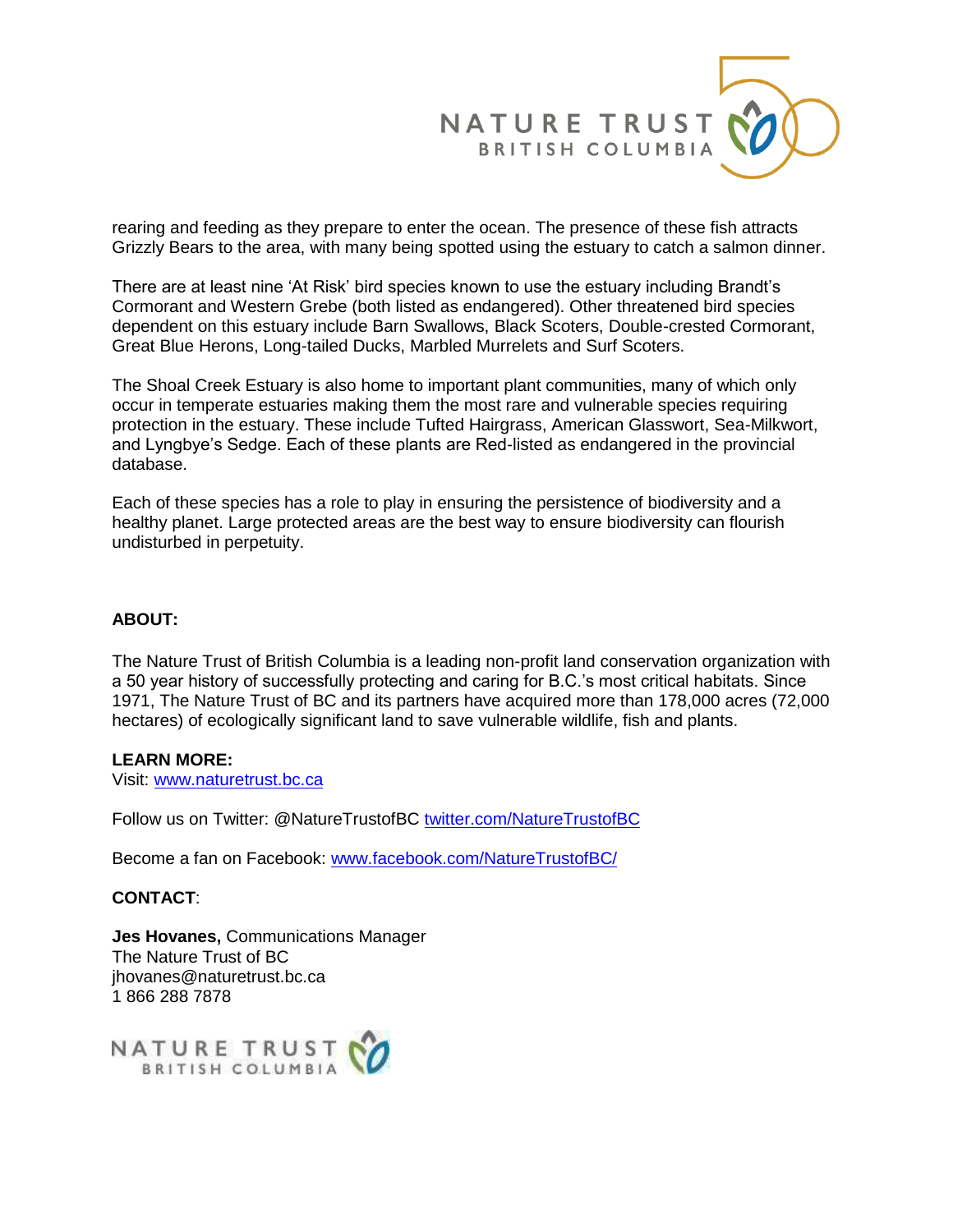rearing and feeding as they prepare to enter the ocean. The presence of these fish attracts Grizzly Bears to the area, with many being spotted using the estuary to catch a salmon dinner.

There are at least nine 'At Risk' bird species known to use the estuary including Brandt's Cormorant and Western Grebe (both listed as endangered). Other threatened bird species dependent on this estuary include Barn Swallows, Black Scoters, Double-crested Cormorant, Great Blue Herons, Long-tailed Ducks, Marbled Murrelets and Surf Scoters.

The Shoal Creek Estuary is also home to important plant communities, many of which only occur in temperate estuaries making them the most rare and vulnerable species requiring protection in the estuary. These include Tufted Hairgrass, American Glasswort, Sea-Milkwort, and Lyngbye's Sedge. Each of these plants are Red-listed as endangered in the provincial database.

Each of these species has a role to play in ensuring the persistence of biodiversity and a healthy planet. Large protected areas are the best way to ensure biodiversity can flourish undisturbed in perpetuity.

**ABOUT:**

The Nature Trust of British Columbia is a leading non-profit land conservation organization with a 50 year history of successfully protecting and caring for B.C.'s most critical habitats. Since 1971, The Nature Trust of BC and its partners have acquired more than 178,000 acres (72,000 hectares) of ecologically significant land to save vulnerable wildlife, fish and plants.

**LEARN MORE:**
Visit: www.naturetrust.bc.ca

Follow us on Twitter: @NatureTrustofBC twitter.com/NatureTrustofBC

Become a fan on Facebook: www.facebook.com/NatureTrustofBC/

**CONTACT**:

**Jes Hovanes,** Communications Manager
The Nature Trust of BC
jhovanes@naturetrust.bc.ca
1 866 288 7878